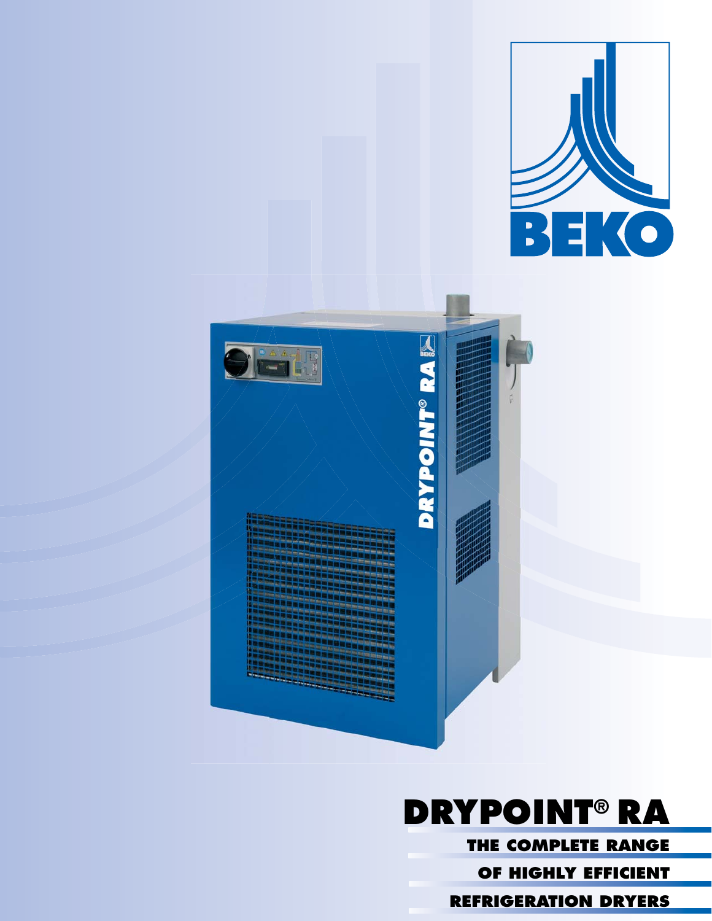BEKO

# DRYPOINT® RA

## THE COMPLETE RANGE OF HIGHLY EFFICIENT REFRIGERATION DRYERS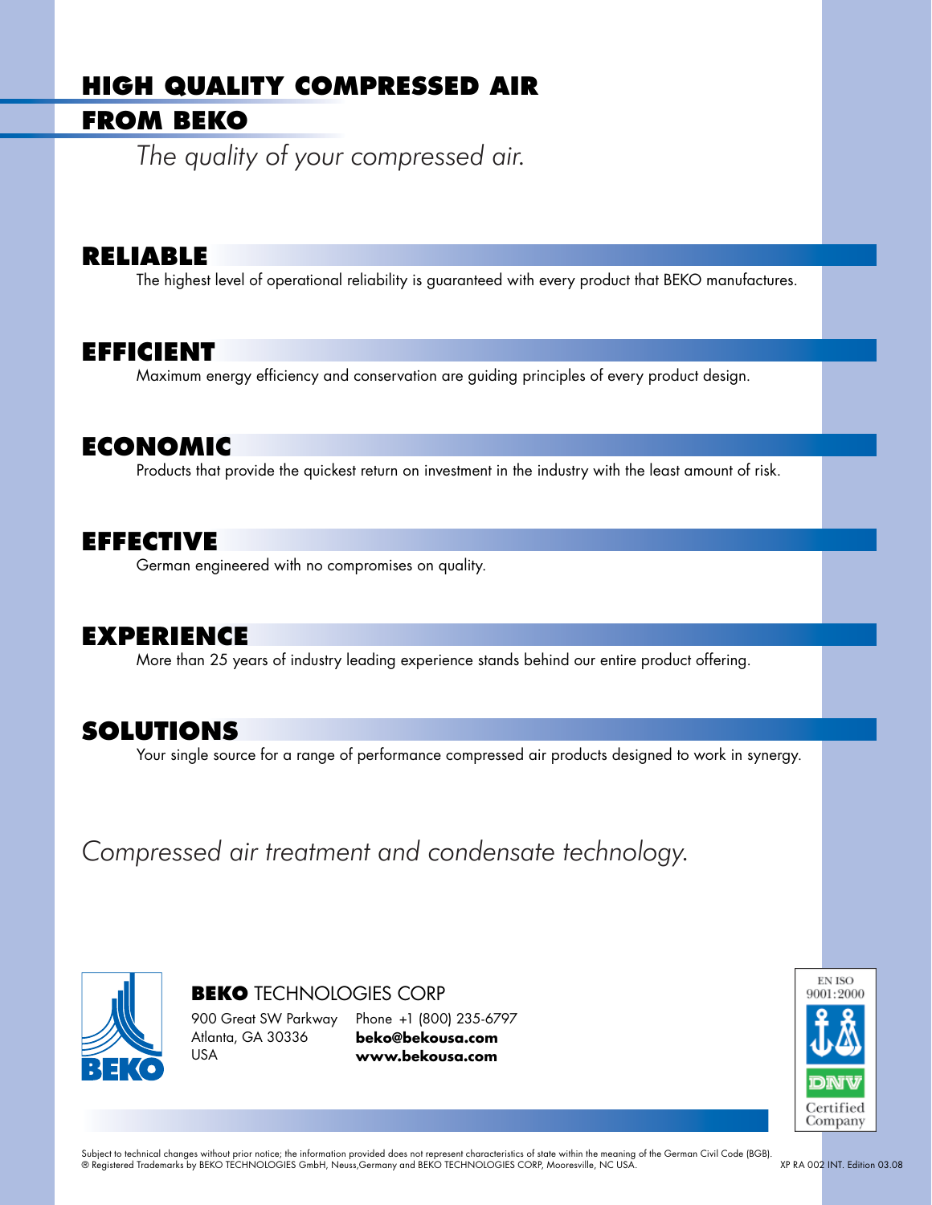# HIGH QUALITY COMPRESSED AIR FROM BEKO

*The quality of your compressed air.*

## RELIABLE

The highest level of operational reliability is guaranteed with every product that BEKO manufactures.

## EFFICIENT

Maximum energy efficiency and conservation are guiding principles of every product design.

## ECONOMIC

Products that provide the quickest return on investment in the industry with the least amount of risk.

## EFFECTIVE

German engineered with no compromises on quality.

## EXPERIENCE

More than 25 years of industry leading experience stands behind our entire product offering.

## SOLUTIONS

Your single source for a range of performance compressed air products designed to work in synergy.

*Compressed air treatment and condensate technology.*

**BEKO** TECHNOLOGIES CORP
900 Great SW Parkway
Atlanta, GA 30336
USA

Phone +1 (800) 235-6797
**beko@bekousa.com**
**www.bekousa.com**

EN ISO 9001:2000
DNV
Certified Company

Subject to technical changes without prior notice; the information provided does not represent characteristics of state within the meaning of the German Civil Code (BGB).
® Registered Trademarks by BEKO TECHNOLOGIES GmbH, Neuss,Germany and BEKO TECHNOLOGIES CORP, Mooresville, NC USA.

XP RA 002 INT. Edition 03.08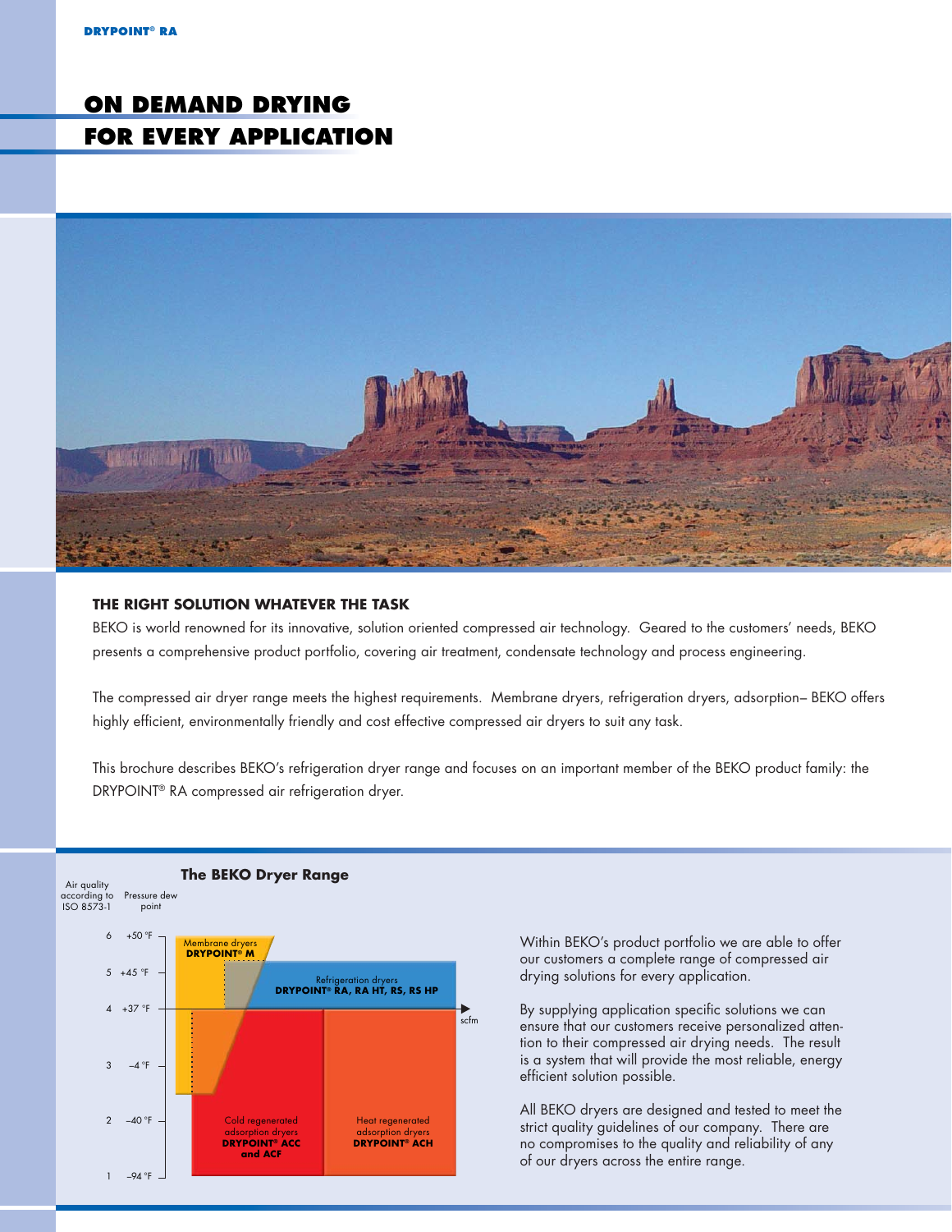# ON DEMAND DRYING FOR EVERY APPLICATION

### THE RIGHT SOLUTION WHATEVER THE TASK

BEKO is world renowned for its innovative, solution oriented compressed air technology. Geared to the customers' needs, BEKO presents a comprehensive product portfolio, covering air treatment, condensate technology and process engineering.

The compressed air dryer range meets the highest requirements. Membrane dryers, refrigeration dryers, adsorption– BEKO offers highly efficient, environmentally friendly and cost effective compressed air dryers to suit any task.

This brochure describes BEKO's refrigeration dryer range and focuses on an important member of the BEKO product family: the DRYPOINT® RA compressed air refrigeration dryer.

**The BEKO Dryer Range**

| Air quality according to ISO 8573-1 | Pressure dew point |
|---|---|
| 6 | +50 °F |
| 5 | +45 °F |
| 4 | +37 °F |
| 3 | –4 °F |
| 2 | –40 °F |
| 1 | –94 °F |

- Membrane dryers **DRYPOINT® M**
- Refrigeration dryers **DRYPOINT® RA, RA HT, RS, RS HP**
- Cold regenerated adsorption dryers **DRYPOINT® ACC and ACF**
- Heat regenerated adsorption dryers **DRYPOINT® ACH**

scfm

Within BEKO's product portfolio we are able to offer our customers a complete range of compressed air drying solutions for every application.

By supplying application specific solutions we can ensure that our customers receive personalized attention to their compressed air drying needs. The result is a system that will provide the most reliable, energy efficient solution possible.

All BEKO dryers are designed and tested to meet the strict quality guidelines of our company. There are no compromises to the quality and reliability of any of our dryers across the entire range.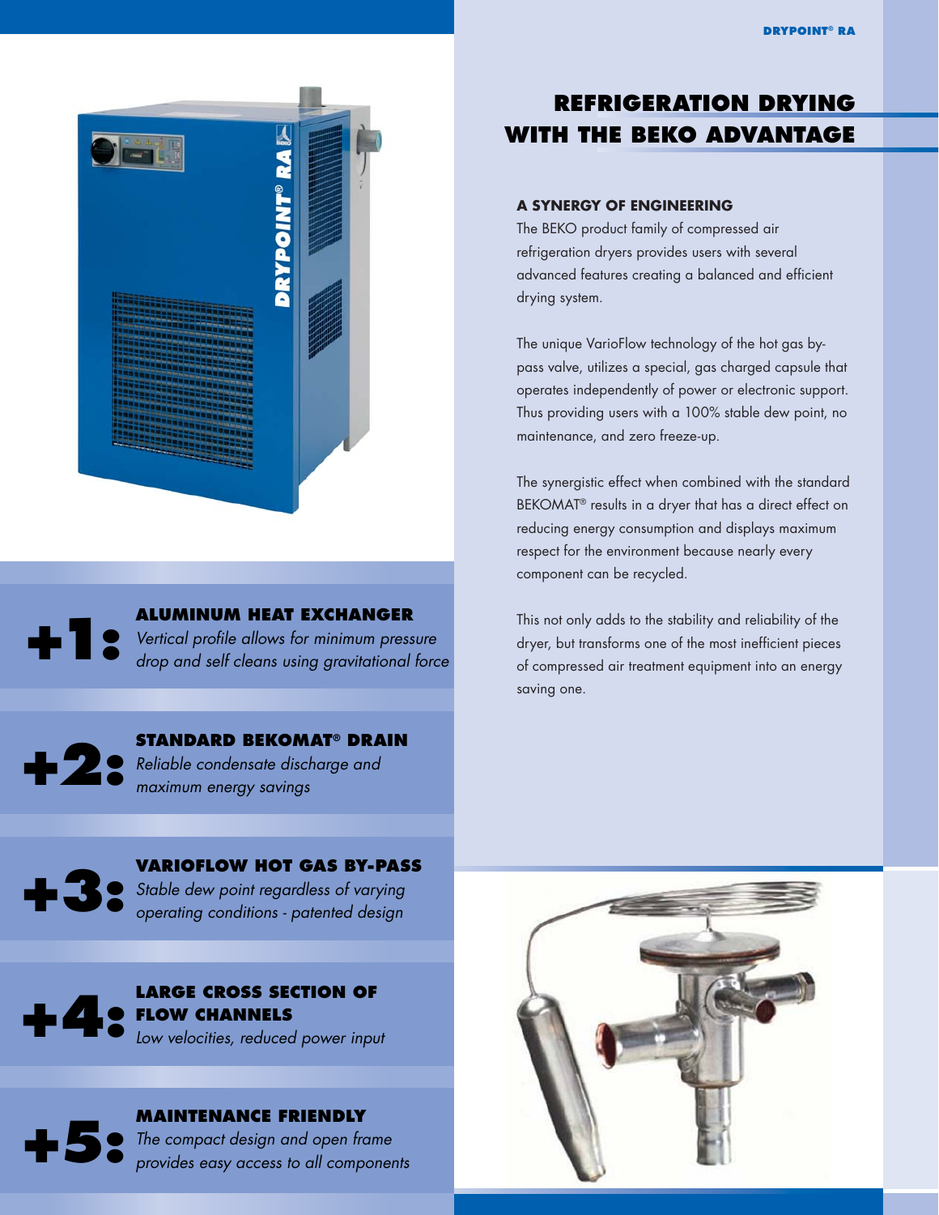# REFRIGERATION DRYING WITH THE BEKO ADVANTAGE

### A SYNERGY OF ENGINEERING

The BEKO product family of compressed air refrigeration dryers provides users with several advanced features creating a balanced and efficient drying system.

The unique VarioFlow technology of the hot gas by-pass valve, utilizes a special, gas charged capsule that operates independently of power or electronic support. Thus providing users with a 100% stable dew point, no maintenance, and zero freeze-up.

The synergistic effect when combined with the standard BEKOMAT® results in a dryer that has a direct effect on reducing energy consumption and displays maximum respect for the environment because nearly every component can be recycled.

This not only adds to the stability and reliability of the dryer, but transforms one of the most inefficient pieces of compressed air treatment equipment into an energy saving one.

**+1: ALUMINUM HEAT EXCHANGER**
*Vertical profile allows for minimum pressure drop and self cleans using gravitational force*

**+2: STANDARD BEKOMAT® DRAIN**
*Reliable condensate discharge and maximum energy savings*

**+3: VARIOFLOW HOT GAS BY-PASS**
*Stable dew point regardless of varying operating conditions - patented design*

**+4: LARGE CROSS SECTION OF FLOW CHANNELS**
*Low velocities, reduced power input*

**+5: MAINTENANCE FRIENDLY**
*The compact design and open frame provides easy access to all components*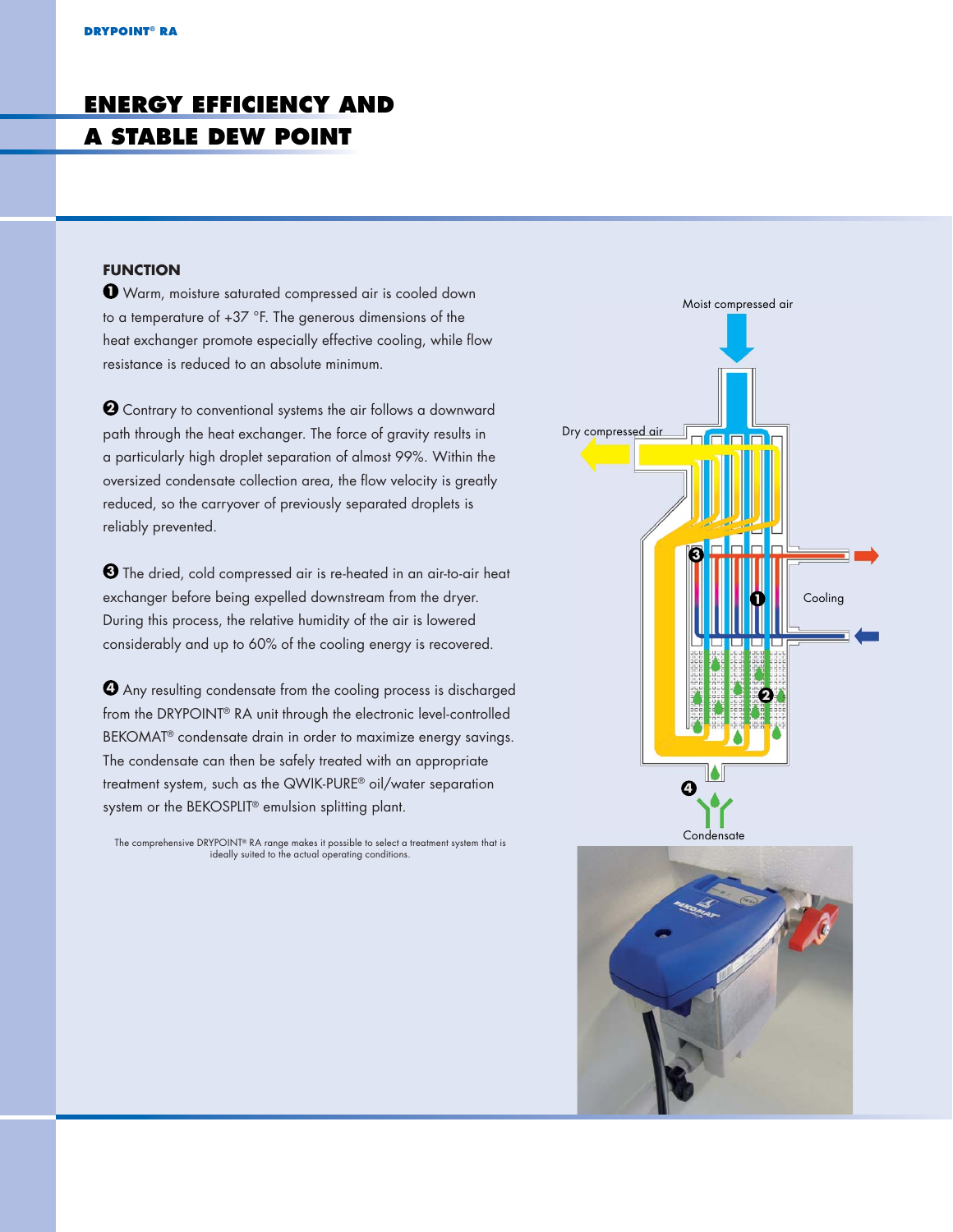# ENERGY EFFICIENCY AND A STABLE DEW POINT

## FUNCTION

❶ Warm, moisture saturated compressed air is cooled down to a temperature of +37 °F. The generous dimensions of the heat exchanger promote especially effective cooling, while flow resistance is reduced to an absolute minimum.

❷ Contrary to conventional systems the air follows a downward path through the heat exchanger. The force of gravity results in a particularly high droplet separation of almost 99%. Within the oversized condensate collection area, the flow velocity is greatly reduced, so the carryover of previously separated droplets is reliably prevented.

❸ The dried, cold compressed air is re-heated in an air-to-air heat exchanger before being expelled downstream from the dryer. During this process, the relative humidity of the air is lowered considerably and up to 60% of the cooling energy is recovered.

❹ Any resulting condensate from the cooling process is discharged from the DRYPOINT® RA unit through the electronic level-controlled BEKOMAT® condensate drain in order to maximize energy savings. The condensate can then be safely treated with an appropriate treatment system, such as the QWIK-PURE® oil/water separation system or the BEKOSPLIT® emulsion splitting plant.

The comprehensive DRYPOINT® RA range makes it possible to select a treatment system that is ideally suited to the actual operating conditions.

Moist compressed air

Dry compressed air

Cooling

Condensate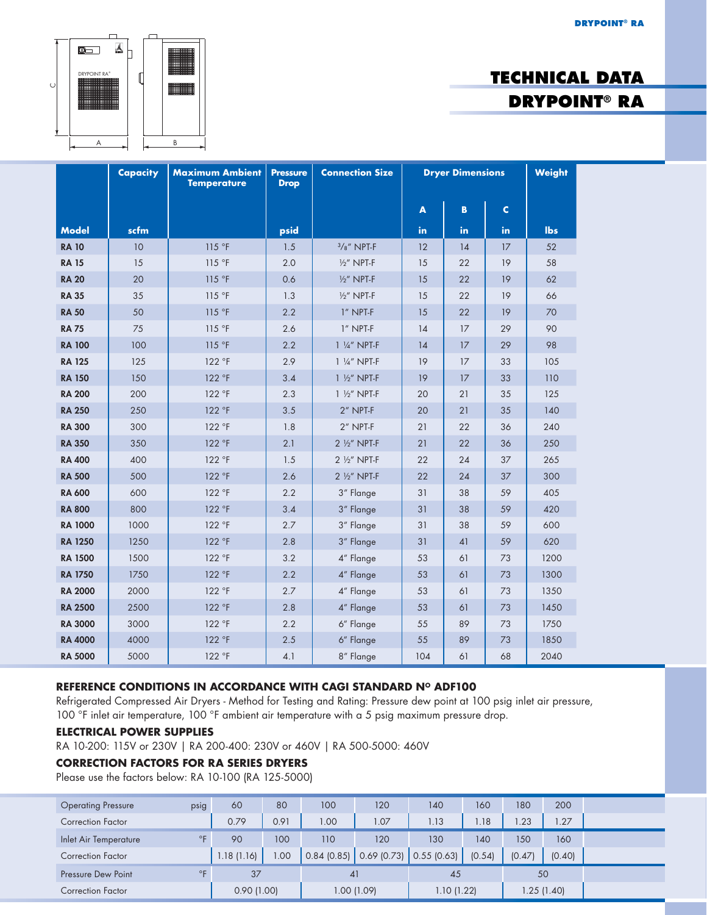# TECHNICAL DATA
# DRYPOINT® RA

| Model | Capacity scfm | Maximum Ambient Temperature | Pressure Drop psid | Connection Size | Dryer Dimensions A in | B in | C in | Weight lbs |
|---|---|---|---|---|---|---|---|---|
| **RA 10** | 10 | 115 °F | 1.5 | 3/8" NPT-F | 12 | 14 | 17 | 52 |
| **RA 15** | 15 | 115 °F | 2.0 | ½" NPT-F | 15 | 22 | 19 | 58 |
| **RA 20** | 20 | 115 °F | 0.6 | ½" NPT-F | 15 | 22 | 19 | 62 |
| **RA 35** | 35 | 115 °F | 1.3 | ½" NPT-F | 15 | 22 | 19 | 66 |
| **RA 50** | 50 | 115 °F | 2.2 | 1" NPT-F | 15 | 22 | 19 | 70 |
| **RA 75** | 75 | 115 °F | 2.6 | 1" NPT-F | 14 | 17 | 29 | 90 |
| **RA 100** | 100 | 115 °F | 2.2 | 1 ¼" NPT-F | 14 | 17 | 29 | 98 |
| **RA 125** | 125 | 122 °F | 2.9 | 1 ¼" NPT-F | 19 | 17 | 33 | 105 |
| **RA 150** | 150 | 122 °F | 3.4 | 1 ½" NPT-F | 19 | 17 | 33 | 110 |
| **RA 200** | 200 | 122 °F | 2.3 | 1 ½" NPT-F | 20 | 21 | 35 | 125 |
| **RA 250** | 250 | 122 °F | 3.5 | 2" NPT-F | 20 | 21 | 35 | 140 |
| **RA 300** | 300 | 122 °F | 1.8 | 2" NPT-F | 21 | 22 | 36 | 240 |
| **RA 350** | 350 | 122 °F | 2.1 | 2 ½" NPT-F | 21 | 22 | 36 | 250 |
| **RA 400** | 400 | 122 °F | 1.5 | 2 ½" NPT-F | 22 | 24 | 37 | 265 |
| **RA 500** | 500 | 122 °F | 2.6 | 2 ½" NPT-F | 22 | 24 | 37 | 300 |
| **RA 600** | 600 | 122 °F | 2.2 | 3" Flange | 31 | 38 | 59 | 405 |
| **RA 800** | 800 | 122 °F | 3.4 | 3" Flange | 31 | 38 | 59 | 420 |
| **RA 1000** | 1000 | 122 °F | 2.7 | 3" Flange | 31 | 38 | 59 | 600 |
| **RA 1250** | 1250 | 122 °F | 2.8 | 3" Flange | 31 | 41 | 59 | 620 |
| **RA 1500** | 1500 | 122 °F | 3.2 | 4" Flange | 53 | 61 | 73 | 1200 |
| **RA 1750** | 1750 | 122 °F | 2.2 | 4" Flange | 53 | 61 | 73 | 1300 |
| **RA 2000** | 2000 | 122 °F | 2.7 | 4" Flange | 53 | 61 | 73 | 1350 |
| **RA 2500** | 2500 | 122 °F | 2.8 | 4" Flange | 53 | 61 | 73 | 1450 |
| **RA 3000** | 3000 | 122 °F | 2.2 | 6" Flange | 55 | 89 | 73 | 1750 |
| **RA 4000** | 4000 | 122 °F | 2.5 | 6" Flange | 55 | 89 | 73 | 1850 |
| **RA 5000** | 5000 | 122 °F | 4.1 | 8" Flange | 104 | 61 | 68 | 2040 |

### REFERENCE CONDITIONS IN ACCORDANCE WITH CAGI STANDARD Nº ADF100

Refrigerated Compressed Air Dryers - Method for Testing and Rating: Pressure dew point at 100 psig inlet air pressure, 100 °F inlet air temperature, 100 °F ambient air temperature with a 5 psig maximum pressure drop.

### ELECTRICAL POWER SUPPLIES

RA 10-200: 115V or 230V | RA 200-400: 230V or 460V | RA 500-5000: 460V

### CORRECTION FACTORS FOR RA SERIES DRYERS

Please use the factors below: RA 10-100 (RA 125-5000)

| Operating Pressure psig | 60 | 80 | 100 | 120 | 140 | 160 | 180 | 200 |
|---|---|---|---|---|---|---|---|---|
| Correction Factor | 0.79 | 0.91 | 1.00 | 1.07 | 1.13 | 1.18 | 1.23 | 1.27 |
| **Inlet Air Temperature °F** | 90 | 100 | 110 | 120 | 130 | 140 | 150 | 160 |
| Correction Factor | 1.18 (1.16) | 1.00 | 0.84 (0.85) | 0.69 (0.73) | 0.55 (0.63) | (0.54) | (0.47) | (0.40) |

| Pressure Dew Point °F | 37 | 41 | 45 | 50 |
|---|---|---|---|---|
| Correction Factor | 0.90 (1.00) | 1.00 (1.09) | 1.10 (1.22) | 1.25 (1.40) |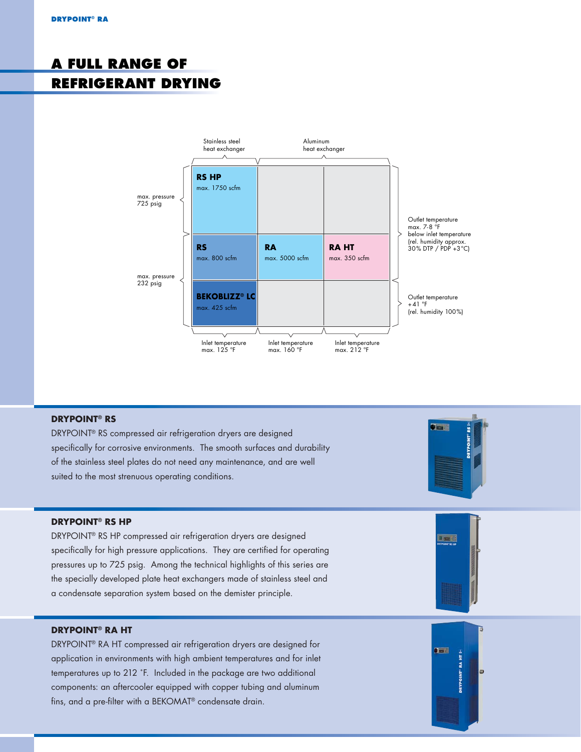# A FULL RANGE OF REFRIGERANT DRYING

| | Stainless steel heat exchanger<br>Inlet temperature max. 125 °F | Aluminum heat exchanger<br>Inlet temperature max. 160 °F | Aluminum heat exchanger<br>Inlet temperature max. 212 °F | |
|---|---|---|---|---|
| max. pressure 725 psig | **RS HP** max. 1750 scfm | | | Outlet temperature max. 7-8 °F below inlet temperature (rel. humidity approx. 30% DTP / PDP +3 °C) |
| max. pressure 232 psig | **RS** max. 800 scfm | **RA** max. 5000 scfm | **RA HT** max. 350 scfm | Outlet temperature max. 7-8 °F below inlet temperature (rel. humidity approx. 30% DTP / PDP +3 °C) |
| max. pressure 232 psig | **BEKOBLIZZ® LC** max. 425 scfm | | | Outlet temperature +41 °F (rel. humidity 100%) |

## DRYPOINT® RS

DRYPOINT® RS compressed air refrigeration dryers are designed specifically for corrosive environments. The smooth surfaces and durability of the stainless steel plates do not need any maintenance, and are well suited to the most strenuous operating conditions.

## DRYPOINT® RS HP

DRYPOINT® RS HP compressed air refrigeration dryers are designed specifically for high pressure applications. They are certified for operating pressures up to 725 psig. Among the technical highlights of this series are the specially developed plate heat exchangers made of stainless steel and a condensate separation system based on the demister principle.

## DRYPOINT® RA HT

DRYPOINT® RA HT compressed air refrigeration dryers are designed for application in environments with high ambient temperatures and for inlet temperatures up to 212 °F. Included in the package are two additional components: an aftercooler equipped with copper tubing and aluminum fins, and a pre-filter with a BEKOMAT® condensate drain.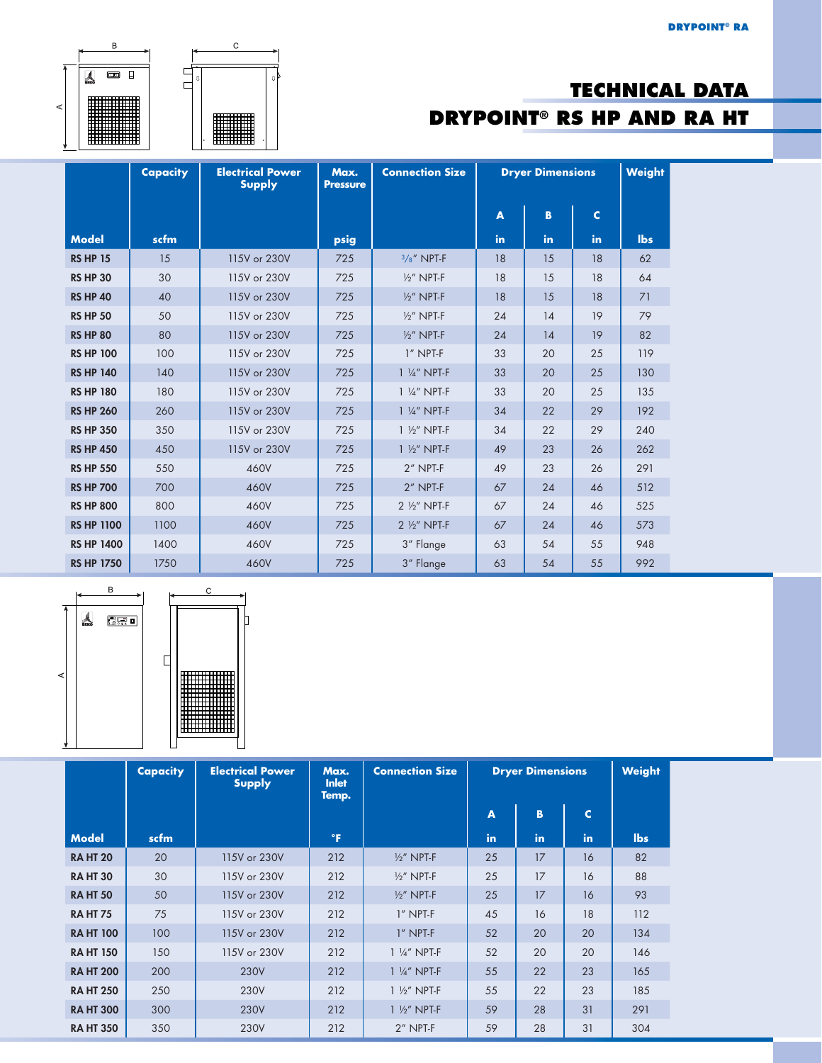# TECHNICAL DATA

# DRYPOINT® RS HP AND RA HT

| Model | Capacity | Electrical Power Supply | Max. Pressure | Connection Size | Dryer Dimensions | | | Weight |
|---|---|---|---|---|---|---|---|---|
| | | | | | A | B | C | |
| | scfm | | psig | | in | in | in | lbs |
| **RS HP 15** | 15 | 115V or 230V | 725 | 3/8" NPT-F | 18 | 15 | 18 | 62 |
| **RS HP 30** | 30 | 115V or 230V | 725 | ½" NPT-F | 18 | 15 | 18 | 64 |
| **RS HP 40** | 40 | 115V or 230V | 725 | ½" NPT-F | 18 | 15 | 18 | 71 |
| **RS HP 50** | 50 | 115V or 230V | 725 | ½" NPT-F | 24 | 14 | 19 | 79 |
| **RS HP 80** | 80 | 115V or 230V | 725 | ½" NPT-F | 24 | 14 | 19 | 82 |
| **RS HP 100** | 100 | 115V or 230V | 725 | 1" NPT-F | 33 | 20 | 25 | 119 |
| **RS HP 140** | 140 | 115V or 230V | 725 | 1 ¼" NPT-F | 33 | 20 | 25 | 130 |
| **RS HP 180** | 180 | 115V or 230V | 725 | 1 ¼" NPT-F | 33 | 20 | 25 | 135 |
| **RS HP 260** | 260 | 115V or 230V | 725 | 1 ¼" NPT-F | 34 | 22 | 29 | 192 |
| **RS HP 350** | 350 | 115V or 230V | 725 | 1 ½" NPT-F | 34 | 22 | 29 | 240 |
| **RS HP 450** | 450 | 115V or 230V | 725 | 1 ½" NPT-F | 49 | 23 | 26 | 262 |
| **RS HP 550** | 550 | 460V | 725 | 2" NPT-F | 49 | 23 | 26 | 291 |
| **RS HP 700** | 700 | 460V | 725 | 2" NPT-F | 67 | 24 | 46 | 512 |
| **RS HP 800** | 800 | 460V | 725 | 2 ½" NPT-F | 67 | 24 | 46 | 525 |
| **RS HP 1100** | 1100 | 460V | 725 | 2 ½" NPT-F | 67 | 24 | 46 | 573 |
| **RS HP 1400** | 1400 | 460V | 725 | 3" Flange | 63 | 54 | 55 | 948 |
| **RS HP 1750** | 1750 | 460V | 725 | 3" Flange | 63 | 54 | 55 | 992 |

| Model | Capacity | Electrical Power Supply | Max. Inlet Temp. | Connection Size | Dryer Dimensions | | | Weight |
|---|---|---|---|---|---|---|---|---|
| | | | | | A | B | C | |
| | scfm | | °F | | in | in | in | lbs |
| **RA HT 20** | 20 | 115V or 230V | 212 | ½" NPT-F | 25 | 17 | 16 | 82 |
| **RA HT 30** | 30 | 115V or 230V | 212 | ½" NPT-F | 25 | 17 | 16 | 88 |
| **RA HT 50** | 50 | 115V or 230V | 212 | ½" NPT-F | 25 | 17 | 16 | 93 |
| **RA HT 75** | 75 | 115V or 230V | 212 | 1" NPT-F | 45 | 16 | 18 | 112 |
| **RA HT 100** | 100 | 115V or 230V | 212 | 1" NPT-F | 52 | 20 | 20 | 134 |
| **RA HT 150** | 150 | 115V or 230V | 212 | 1 ¼" NPT-F | 52 | 20 | 20 | 146 |
| **RA HT 200** | 200 | 230V | 212 | 1 ¼" NPT-F | 55 | 22 | 23 | 165 |
| **RA HT 250** | 250 | 230V | 212 | 1 ½" NPT-F | 55 | 22 | 23 | 185 |
| **RA HT 300** | 300 | 230V | 212 | 1 ½" NPT-F | 59 | 28 | 31 | 291 |
| **RA HT 350** | 350 | 230V | 212 | 2" NPT-F | 59 | 28 | 31 | 304 |